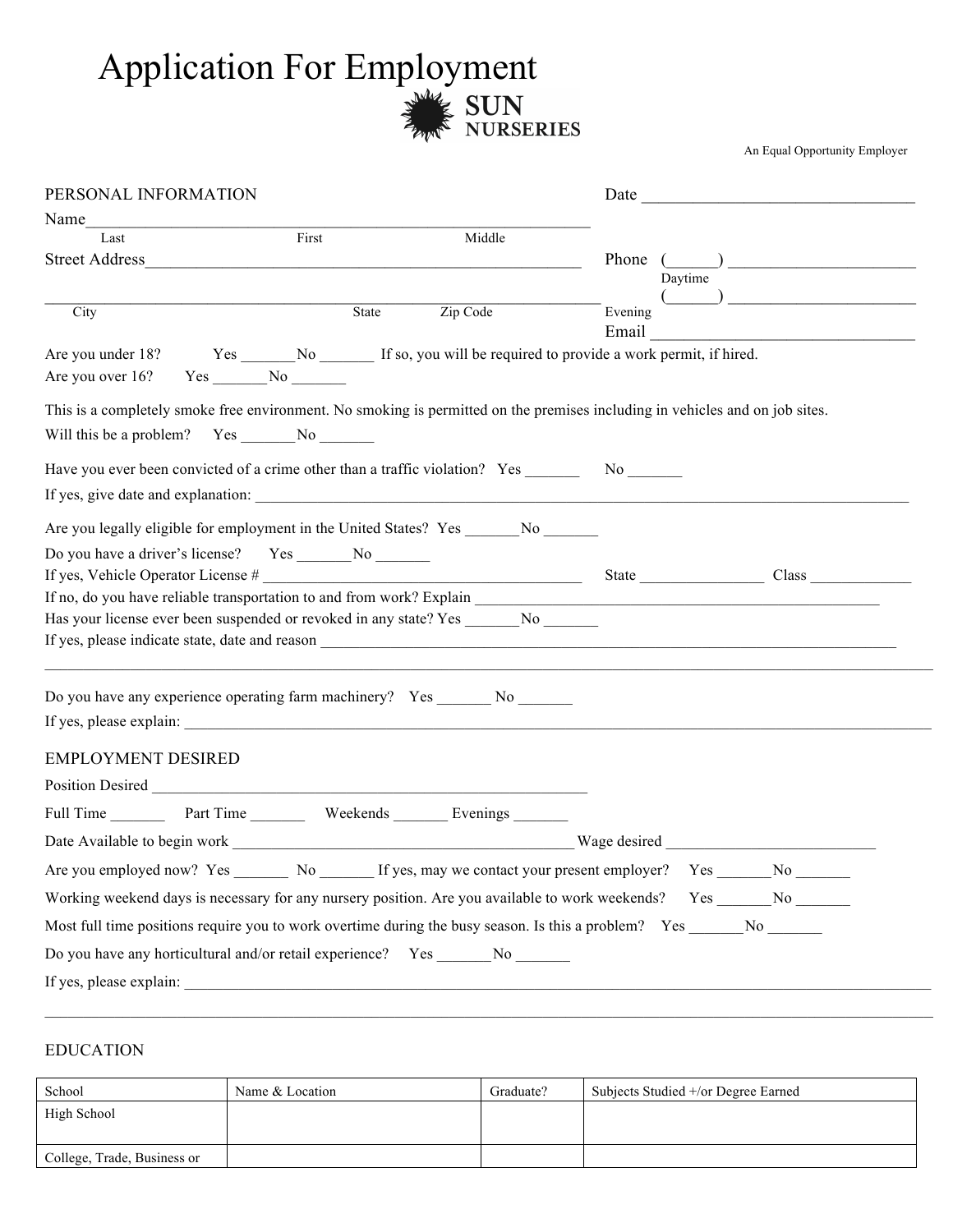# Application For Employment

**SUN NURSERIES**

An Equal Opportunity Employer

PERSONAL INFORMATION

Date ________________________________

Name____________________________________________________________
Last                    First                    Middle

Street Address__________________________________________________

Phone (______) ______________________
Daytime

________________________________________________________________
City                    State                    Zip Code

(______) ______________________
Evening

Email ________________________________

Are you under 18? Yes _______No _______ If so, you will be required to provide a work permit, if hired.

Are you over 16? Yes _______No _______

This is a completely smoke free environment. No smoking is permitted on the premises including in vehicles and on job sites.

Will this be a problem? Yes _______No _______

Have you ever been convicted of a crime other than a traffic violation? Yes _______ No _______

If yes, give date and explanation: ______________________________________________________________

Are you legally eligible for employment in the United States? Yes _______No _______

Do you have a driver's license? Yes _______No _______

If yes, Vehicle Operator License # ________________________________ State ________________ Class _____________

If no, do you have reliable transportation to and from work? Explain ________________________________

Has your license ever been suspended or revoked in any state? Yes _______No _______

If yes, please indicate state, date and reason ________________________________________________________

______________________________________________________________________________________________

Do you have any experience operating farm machinery? Yes _______ No _______

If yes, please explain: ______________________________________________________________________

## EMPLOYMENT DESIRED

Position Desired ____________________________________________________

Full Time _______ Part Time _______ Weekends _______ Evenings _______

Date Available to begin work ______________________________________ Wage desired __________________________

Are you employed now? Yes _______ No _______ If yes, may we contact your present employer? Yes _______No _______

Working weekend days is necessary for any nursery position. Are you available to work weekends? Yes _______No _______

Most full time positions require you to work overtime during the busy season. Is this a problem? Yes _______No _______

Do you have any horticultural and/or retail experience? Yes _______No _______

If yes, please explain: ______________________________________________________________________

______________________________________________________________________________________________

## EDUCATION

| School | Name & Location | Graduate? | Subjects Studied +/or Degree Earned |
|---|---|---|---|
| High School | | | |
| College, Trade, Business or | | | |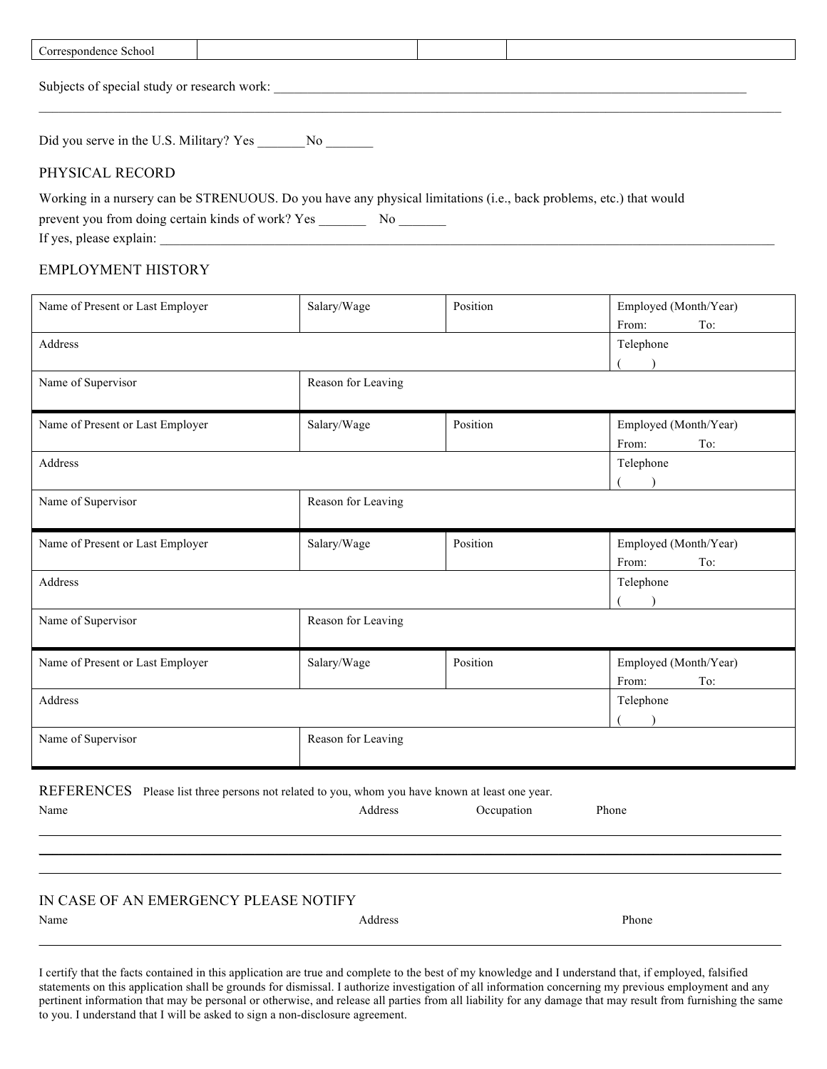| Correspondence School | | | |
|---|---|---|---|

Subjects of special study or research work: ___________________________________________________________________________

_____________________________________________________________________________________________________

Did you serve in the U.S. Military? Yes _______No _______

## PHYSICAL RECORD

Working in a nursery can be STRENUOUS. Do you have any physical limitations (i.e., back problems, etc.) that would prevent you from doing certain kinds of work? Yes _______ No _______

If yes, please explain: _____________________________________________________________________________________________

## EMPLOYMENT HISTORY

| Name of Present or Last Employer | Salary/Wage | Position | Employed (Month/Year) From: To: |
|---|---|---|---|
| Address | | | Telephone ( ) |
| Name of Supervisor | Reason for Leaving | | |

| Name of Present or Last Employer | Salary/Wage | Position | Employed (Month/Year) From: To: |
|---|---|---|---|
| Address | | | Telephone ( ) |
| Name of Supervisor | Reason for Leaving | | |

| Name of Present or Last Employer | Salary/Wage | Position | Employed (Month/Year) From: To: |
|---|---|---|---|
| Address | | | Telephone ( ) |
| Name of Supervisor | Reason for Leaving | | |

| Name of Present or Last Employer | Salary/Wage | Position | Employed (Month/Year) From: To: |
|---|---|---|---|
| Address | | | Telephone ( ) |
| Name of Supervisor | Reason for Leaving | | |

## REFERENCES

Please list three persons not related to you, whom you have known at least one year.

| Name | Address | Occupation | Phone |
|---|---|---|---|
| | | | |
| | | | |
| | | | |

## IN CASE OF AN EMERGENCY PLEASE NOTIFY

| Name | Address | Phone |
|---|---|---|
| | | |

I certify that the facts contained in this application are true and complete to the best of my knowledge and I understand that, if employed, falsified statements on this application shall be grounds for dismissal. I authorize investigation of all information concerning my previous employment and any pertinent information that may be personal or otherwise, and release all parties from all liability for any damage that may result from furnishing the same to you. I understand that I will be asked to sign a non-disclosure agreement.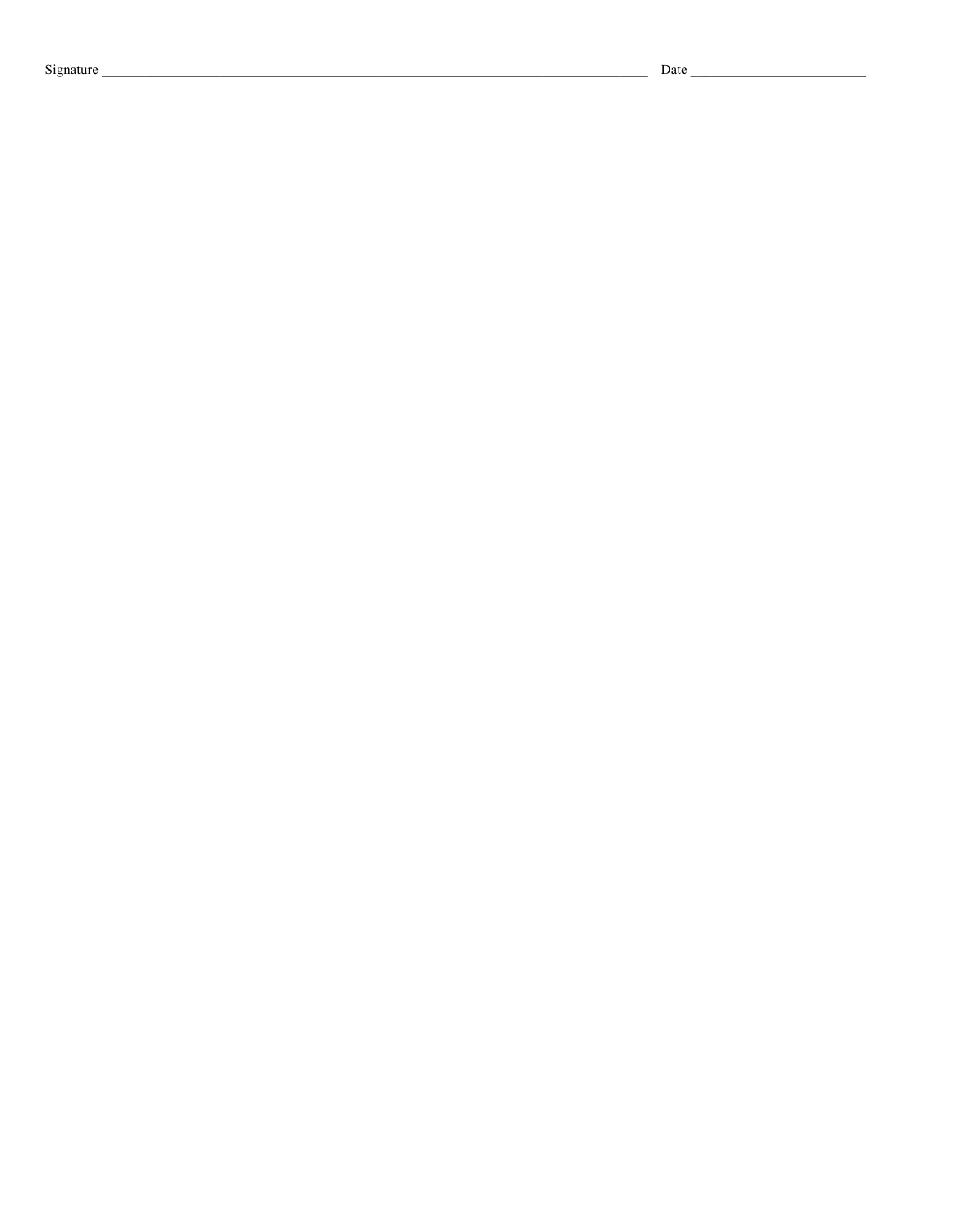Signature ______________________________________________________________________________ Date _________________________